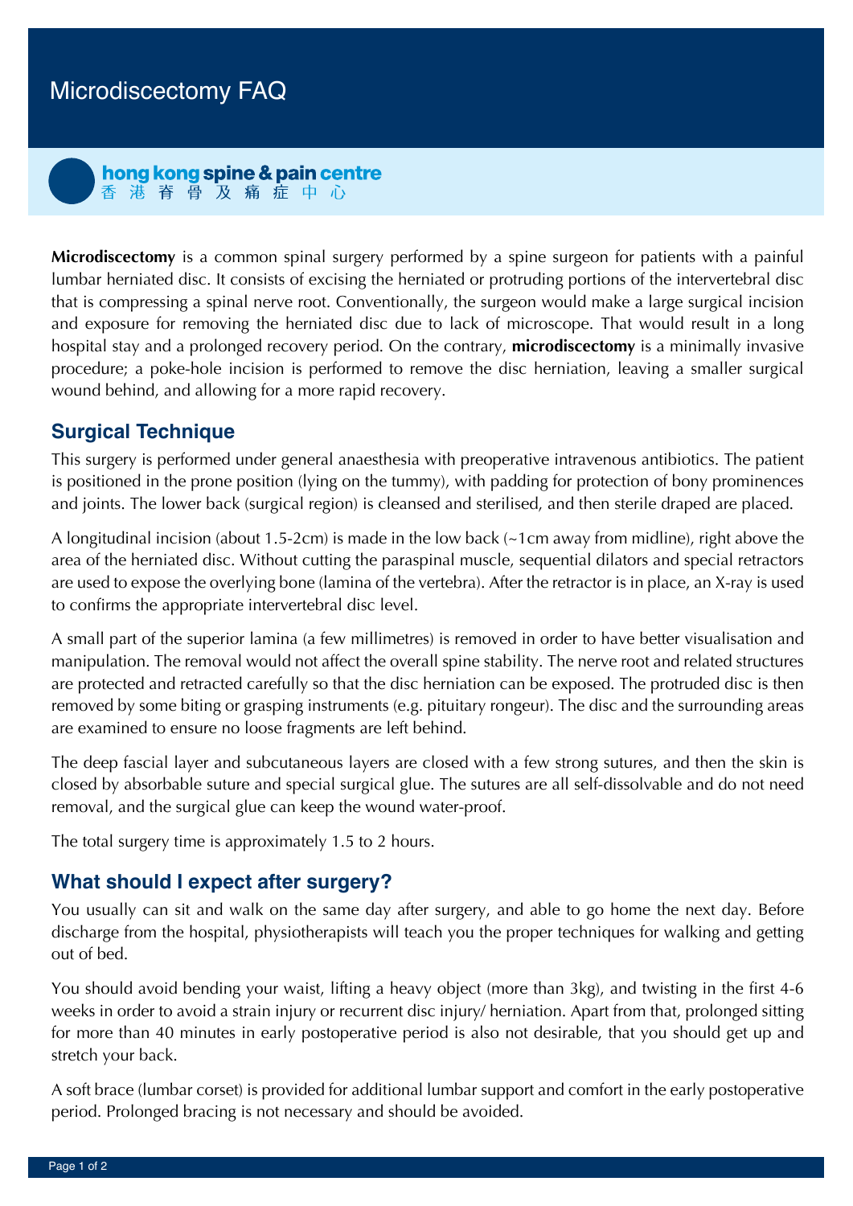# Microdiscectomy FAQ

**hong kong spine & pain centre**
香 港 脊 骨 及 痛 症 中 心

**Microdiscectomy** is a common spinal surgery performed by a spine surgeon for patients with a painful lumbar herniated disc. It consists of excising the herniated or protruding portions of the intervertebral disc that is compressing a spinal nerve root. Conventionally, the surgeon would make a large surgical incision and exposure for removing the herniated disc due to lack of microscope. That would result in a long hospital stay and a prolonged recovery period. On the contrary, **microdiscectomy** is a minimally invasive procedure; a poke-hole incision is performed to remove the disc herniation, leaving a smaller surgical wound behind, and allowing for a more rapid recovery.

## Surgical Technique

This surgery is performed under general anaesthesia with preoperative intravenous antibiotics. The patient is positioned in the prone position (lying on the tummy), with padding for protection of bony prominences and joints. The lower back (surgical region) is cleansed and sterilised, and then sterile draped are placed.

A longitudinal incision (about 1.5-2cm) is made in the low back (~1cm away from midline), right above the area of the herniated disc. Without cutting the paraspinal muscle, sequential dilators and special retractors are used to expose the overlying bone (lamina of the vertebra). After the retractor is in place, an X-ray is used to confirms the appropriate intervertebral disc level.

A small part of the superior lamina (a few millimetres) is removed in order to have better visualisation and manipulation. The removal would not affect the overall spine stability. The nerve root and related structures are protected and retracted carefully so that the disc herniation can be exposed. The protruded disc is then removed by some biting or grasping instruments (e.g. pituitary rongeur). The disc and the surrounding areas are examined to ensure no loose fragments are left behind.

The deep fascial layer and subcutaneous layers are closed with a few strong sutures, and then the skin is closed by absorbable suture and special surgical glue. The sutures are all self-dissolvable and do not need removal, and the surgical glue can keep the wound water-proof.

The total surgery time is approximately 1.5 to 2 hours.

## What should I expect after surgery?

You usually can sit and walk on the same day after surgery, and able to go home the next day. Before discharge from the hospital, physiotherapists will teach you the proper techniques for walking and getting out of bed.

You should avoid bending your waist, lifting a heavy object (more than 3kg), and twisting in the first 4-6 weeks in order to avoid a strain injury or recurrent disc injury/ herniation. Apart from that, prolonged sitting for more than 40 minutes in early postoperative period is also not desirable, that you should get up and stretch your back.

A soft brace (lumbar corset) is provided for additional lumbar support and comfort in the early postoperative period. Prolonged bracing is not necessary and should be avoided.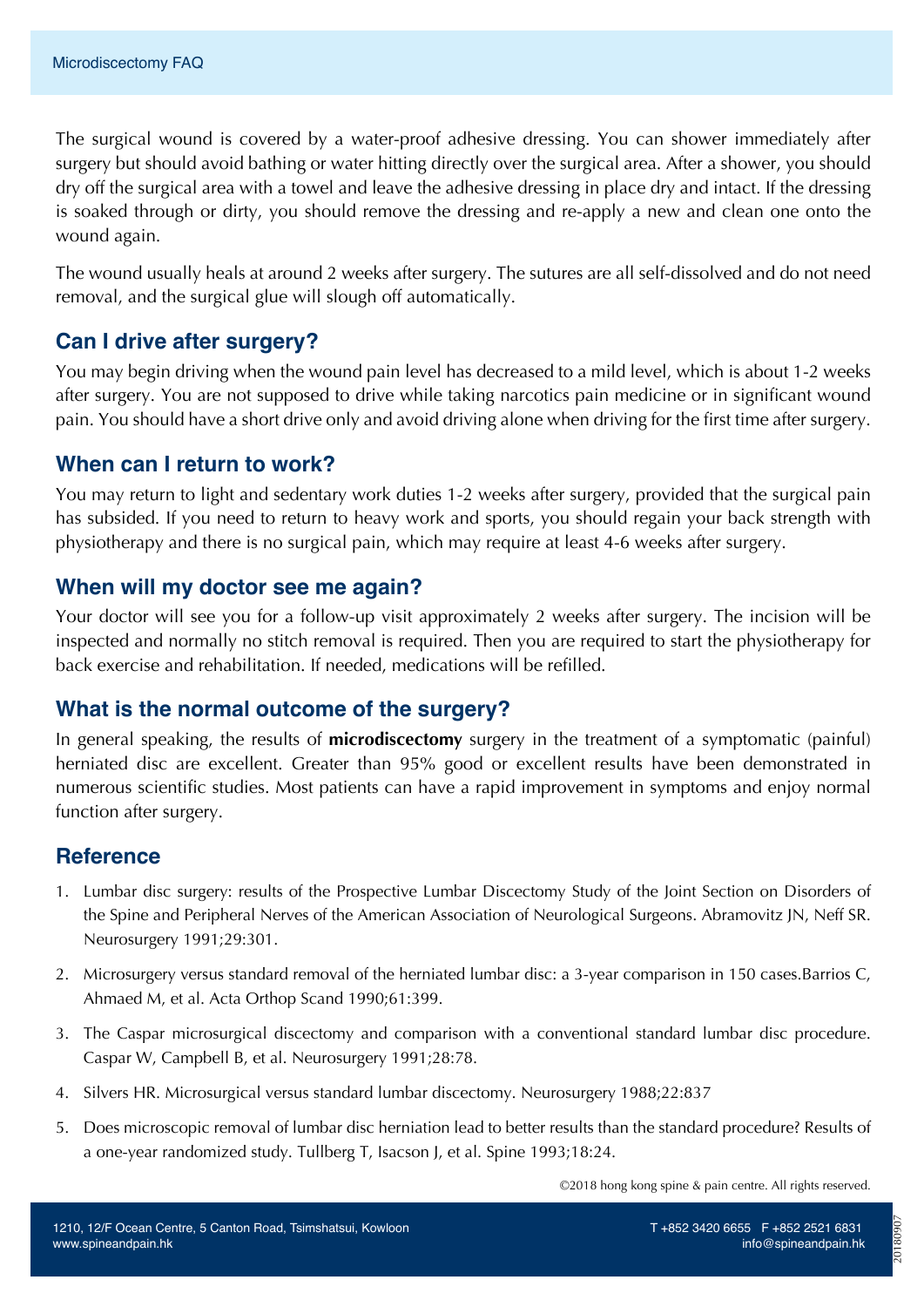The surgical wound is covered by a water-proof adhesive dressing. You can shower immediately after surgery but should avoid bathing or water hitting directly over the surgical area. After a shower, you should dry off the surgical area with a towel and leave the adhesive dressing in place dry and intact. If the dressing is soaked through or dirty, you should remove the dressing and re-apply a new and clean one onto the wound again.

The wound usually heals at around 2 weeks after surgery. The sutures are all self-dissolved and do not need removal, and the surgical glue will slough off automatically.

## Can I drive after surgery?

You may begin driving when the wound pain level has decreased to a mild level, which is about 1-2 weeks after surgery. You are not supposed to drive while taking narcotics pain medicine or in significant wound pain. You should have a short drive only and avoid driving alone when driving for the first time after surgery.

## When can I return to work?

You may return to light and sedentary work duties 1-2 weeks after surgery, provided that the surgical pain has subsided. If you need to return to heavy work and sports, you should regain your back strength with physiotherapy and there is no surgical pain, which may require at least 4-6 weeks after surgery.

## When will my doctor see me again?

Your doctor will see you for a follow-up visit approximately 2 weeks after surgery. The incision will be inspected and normally no stitch removal is required. Then you are required to start the physiotherapy for back exercise and rehabilitation. If needed, medications will be refilled.

## What is the normal outcome of the surgery?

In general speaking, the results of **microdiscectomy** surgery in the treatment of a symptomatic (painful) herniated disc are excellent. Greater than 95% good or excellent results have been demonstrated in numerous scientific studies. Most patients can have a rapid improvement in symptoms and enjoy normal function after surgery.

## Reference

1. Lumbar disc surgery: results of the Prospective Lumbar Discectomy Study of the Joint Section on Disorders of the Spine and Peripheral Nerves of the American Association of Neurological Surgeons. Abramovitz JN, Neff SR. Neurosurgery 1991;29:301.
2. Microsurgery versus standard removal of the herniated lumbar disc: a 3-year comparison in 150 cases.Barrios C, Ahmaed M, et al. Acta Orthop Scand 1990;61:399.
3. The Caspar microsurgical discectomy and comparison with a conventional standard lumbar disc procedure. Caspar W, Campbell B, et al. Neurosurgery 1991;28:78.
4. Silvers HR. Microsurgical versus standard lumbar discectomy. Neurosurgery 1988;22:837
5. Does microscopic removal of lumbar disc herniation lead to better results than the standard procedure? Results of a one-year randomized study. Tullberg T, Isacson J, et al. Spine 1993;18:24.

©2018 hong kong spine & pain centre. All rights reserved.